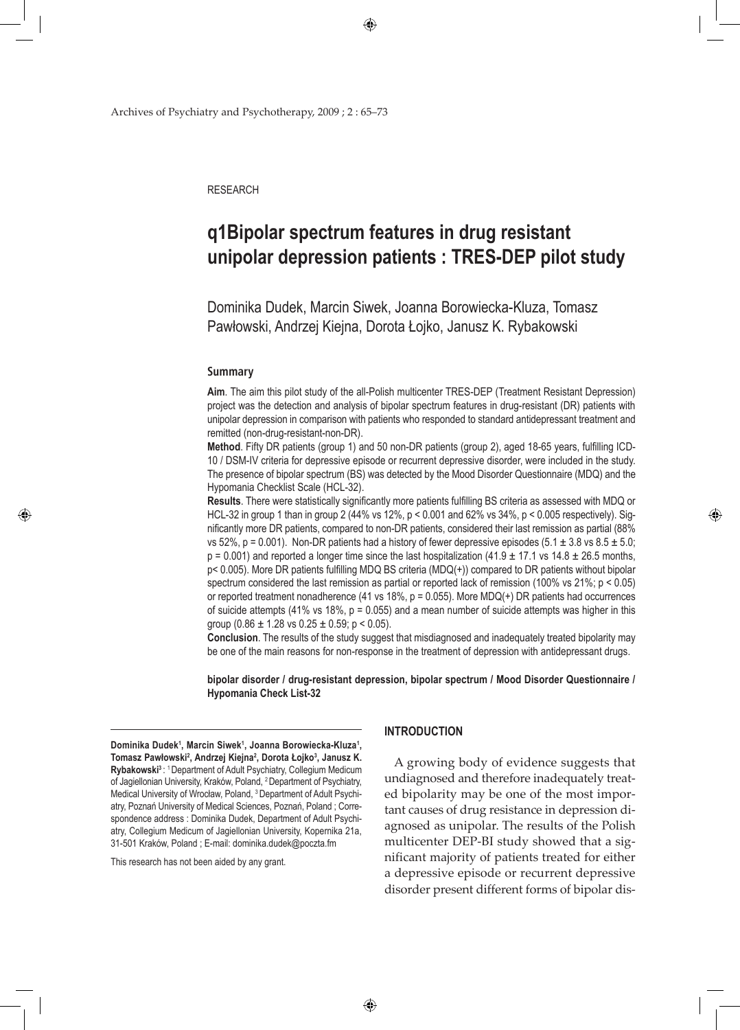RESEARCH

# q1Bipolar spectrum features in drug resistant unipolar depression patients : TRES-DEP pilot study

Dominika Dudek, Marcin Siwek, Joanna Borowiecka-Kluza, Tomasz Pawłowski, Andrzej Kiejna, Dorota Łojko, Janusz K. Rybakowski

### Summary

**Aim**. The aim this pilot study of the all-Polish multicenter TRES-DEP (Treatment Resistant Depression) project was the detection and analysis of bipolar spectrum features in drug-resistant (DR) patients with unipolar depression in comparison with patients who responded to standard antidepressant treatment and remitted (non-drug-resistant-non-DR).

**Method**. Fifty DR patients (group 1) and 50 non-DR patients (group 2), aged 18-65 years, fulfilling ICD-10 / DSM-IV criteria for depressive episode or recurrent depressive disorder, were included in the study. The presence of bipolar spectrum (BS) was detected by the Mood Disorder Questionnaire (MDQ) and the Hypomania Checklist Scale (HCL-32).

**Results**. There were statistically significantly more patients fulfilling BS criteria as assessed with MDQ or HCL-32 in group 1 than in group 2 (44% vs 12%, $p < 0.001$ and 62% vs 34%, $p < 0.005$ respectively). Significantly more DR patients, compared to non-DR patients, considered their last remission as partial (88% vs 52%, $p = 0.001$). Non-DR patients had a history of fewer depressive episodes ($5.1 \pm 3.8$ vs $8.5 \pm 5.0$; $p = 0.001$) and reported a longer time since the last hospitalization ($41.9 \pm 17.1$ vs $14.8 \pm 26.5$ months, $p < 0.005$). More DR patients fulfilling MDQ BS criteria (MDQ(+)) compared to DR patients without bipolar spectrum considered the last remission as partial or reported lack of remission (100% vs 21%; $p < 0.05$) or reported treatment nonadherence (41 vs 18%, $p = 0.055$). More MDQ(+) DR patients had occurrences of suicide attempts (41% vs 18%, $p = 0.055$) and a mean number of suicide attempts was higher in this group ($0.86 \pm 1.28$ vs $0.25 \pm 0.59$; $p < 0.05$).

**Conclusion**. The results of the study suggest that misdiagnosed and inadequately treated bipolarity may be one of the main reasons for non-response in the treatment of depression with antidepressant drugs.

**bipolar disorder / drug-resistant depression, bipolar spectrum / Mood Disorder Questionnaire / Hypomania Check List-32**

**Dominika Dudek[1], Marcin Siwek[1], Joanna Borowiecka-Kluza[1], Tomasz Pawłowski[2], Andrzej Kiejna[2], Dorota Łojko[3], Janusz K. Rybakowski[3]** : [1] Department of Adult Psychiatry, Collegium Medicum of Jagiellonian University, Kraków, Poland, [2] Department of Psychiatry, Medical University of Wrocław, [3] Department of Adult Psychiatry, Poznań University of Medical Sciences, Poznań, Poland ; Correspondence address : Dominika Dudek, Department of Adult Psychiatry, Collegium Medicum of Jagiellonian University, Kopernika 21a, 31-501 Kraków, Poland ; E-mail: dominika.dudek@poczta.fm

This research has not been aided by any grant.

## INTRODUCTION

A growing body of evidence suggests that undiagnosed and therefore inadequately treated bipolarity may be one of the most important causes of drug resistance in depression diagnosed as unipolar. The results of the Polish multicenter DEP-BI study showed that a significant majority of patients treated for either a depressive episode or recurrent depressive disorder present different forms of bipolar dis-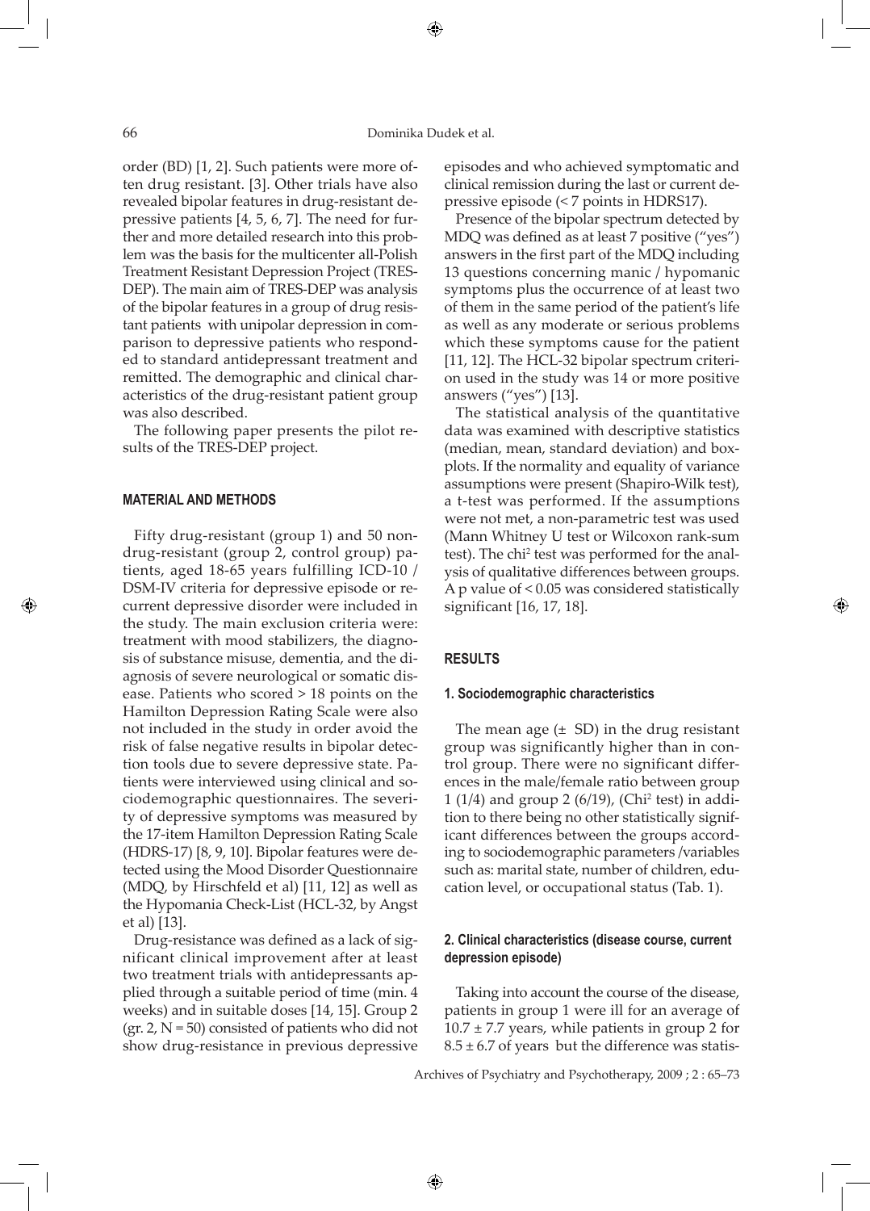order (BD) [1, 2]. Such patients were more often drug resistant. [3]. Other trials have also revealed bipolar features in drug-resistant depressive patients [4, 5, 6, 7]. The need for further and more detailed research into this problem was the basis for the multicenter all-Polish Treatment Resistant Depression Project (TRES-DEP). The main aim of TRES-DEP was analysis of the bipolar features in a group of drug resistant patients with unipolar depression in comparison to depressive patients who responded to standard antidepressant treatment and remitted. The demographic and clinical characteristics of the drug-resistant patient group was also described.

The following paper presents the pilot results of the TRES-DEP project.

## MATERIAL AND METHODS

Fifty drug-resistant (group 1) and 50 non-drug-resistant (group 2, control group) patients, aged 18-65 years fulfilling ICD-10 / DSM-IV criteria for depressive episode or recurrent depressive disorder were included in the study. The main exclusion criteria were: treatment with mood stabilizers, the diagnosis of substance misuse, dementia, and the diagnosis of severe neurological or somatic disease. Patients who scored > 18 points on the Hamilton Depression Rating Scale were also not included in the study in order avoid the risk of false negative results in bipolar detection tools due to severe depressive state. Patients were interviewed using clinical and sociodemographic questionnaires. The severity of depressive symptoms was measured by the 17-item Hamilton Depression Rating Scale (HDRS-17) [8, 9, 10]. Bipolar features were detected using the Mood Disorder Questionnaire (MDQ, by Hirschfeld et al) [11, 12] as well as the Hypomania Check-List (HCL-32, by Angst et al) [13].

Drug-resistance was defined as a lack of significant clinical improvement after at least two treatment trials with antidepressants applied through a suitable period of time (min. 4 weeks) and in suitable doses [14, 15]. Group 2 (gr. 2, N = 50) consisted of patients who did not show drug-resistance in previous depressive episodes and who achieved symptomatic and clinical remission during the last or current depressive episode (< 7 points in HDRS17).

Presence of the bipolar spectrum detected by MDQ was defined as at least 7 positive ("yes") answers in the first part of the MDQ including 13 questions concerning manic / hypomanic symptoms plus the occurrence of at least two of them in the same period of the patient's life as well as any moderate or serious problems which these symptoms cause for the patient [11, 12]. The HCL-32 bipolar spectrum criterion used in the study was 14 or more positive answers ("yes") [13].

The statistical analysis of the quantitative data was examined with descriptive statistics (median, mean, standard deviation) and box-plots. If the normality and equality of variance assumptions were present (Shapiro-Wilk test), a t-test was performed. If the assumptions were not met, a non-parametric test was used (Mann Whitney U test or Wilcoxon rank-sum test). The $chi^2$ test was performed for the analysis of qualitative differences between groups. A p value of < 0.05 was considered statistically significant [16, 17, 18].

## RESULTS

### 1. Sociodemographic characteristics

The mean age (± SD) in the drug resistant group was significantly higher than in control group. There were no significant differences in the male/female ratio between group 1 (1/4) and group 2 (6/19), ($Chi^2$ test) in addition to there being no other statistically significant differences between the groups according to sociodemographic parameters /variables such as: marital state, number of children, education level, or occupational status (Tab. 1).

### 2. Clinical characteristics (disease course, current depression episode)

Taking into account the course of the disease, patients in group 1 were ill for an average of 10.7 ± 7.7 years, while patients in group 2 for 8.5 ± 6.7 of years but the difference was statis-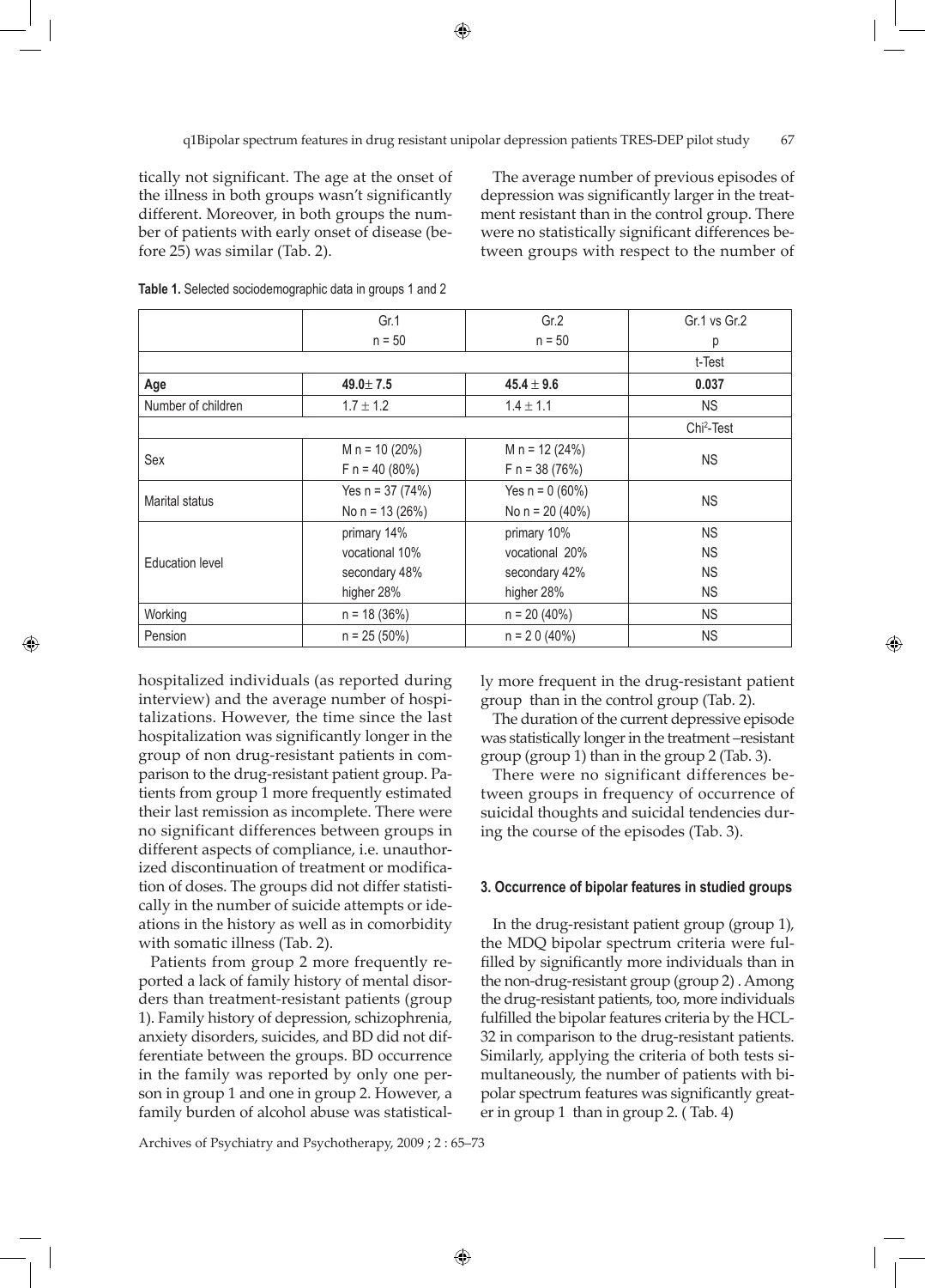tically not significant. The age at the onset of the illness in both groups wasn't significantly different. Moreover, in both groups the number of patients with early onset of disease (before 25) was similar (Tab. 2).

The average number of previous episodes of depression was significantly larger in the treatment resistant than in the control group. There were no statistically significant differences between groups with respect to the number of hospitalized individuals (as reported during interview) and the average number of hospitalizations. However, the time since the last hospitalization was significantly longer in the group of non drug-resistant patients in comparison to the drug-resistant patient group. Patients from group 1 more frequently estimated their last remission as incomplete. There were no significant differences between groups in different aspects of compliance, i.e. unauthorized discontinuation of treatment or modification of doses. The groups did not differ statistically in the number of suicide attempts or ideations in the history as well as in comorbidity with somatic illness (Tab. 2).

**Table 1.** Selected sociodemographic data in groups 1 and 2

| | Gr.1<br>n = 50 | Gr.2<br>n = 50 | Gr.1 vs Gr.2<br>p |
|---|---|---|---|
| | | | t-Test |
| **Age** | **49.0± 7.5** | **45.4 ± 9.6** | **0.037** |
| Number of children | 1.7 ± 1.2 | 1.4 ± 1.1 | NS |
| | | | Chi$^2$-Test |
| Sex | M n = 10 (20%)<br>F n = 40 (80%) | M n = 12 (24%)<br>F n = 38 (76%) | NS |
| Marital status | Yes n = 37 (74%)<br>No n = 13 (26%) | Yes n = 0 (60%)<br>No n = 20 (40%) | NS |
| Education level | primary 14%<br>vocational 10%<br>secondary 48%<br>higher 28% | primary 10%<br>vocational 20%<br>secondary 42%<br>higher 28% | NS<br>NS<br>NS<br>NS |
| Working | n = 18 (36%) | n = 20 (40%) | NS |
| Pension | n = 25 (50%) | n = 2 0 (40%) | NS |

Patients from group 2 more frequently reported a lack of family history of mental disorders than treatment-resistant patients (group 1). Family history of depression, schizophrenia, anxiety disorders, suicides, and BD did not differentiate between the groups. BD occurrence in the family was reported by only one person in group 1 and one in group 2. However, a family burden of alcohol abuse was statistically more frequent in the drug-resistant patient group than in the control group (Tab. 2).

The duration of the current depressive episode was statistically longer in the treatment –resistant group (group 1) than in the group 2 (Tab. 3).

There were no significant differences between groups in frequency of occurrence of suicidal thoughts and suicidal tendencies during the course of the episodes (Tab. 3).

#### 3. Occurrence of bipolar features in studied groups

In the drug-resistant patient group (group 1), the MDQ bipolar spectrum criteria were fulfilled by significantly more individuals than in the non-drug-resistant group (group 2) . Among the drug-resistant patients, too, more individuals fulfilled the bipolar features criteria by the HCL-32 in comparison to the drug-resistant patients. Similarly, applying the criteria of both tests simultaneously, the number of patients with bipolar spectrum features was significantly greater in group 1 than in group 2. ( Tab. 4)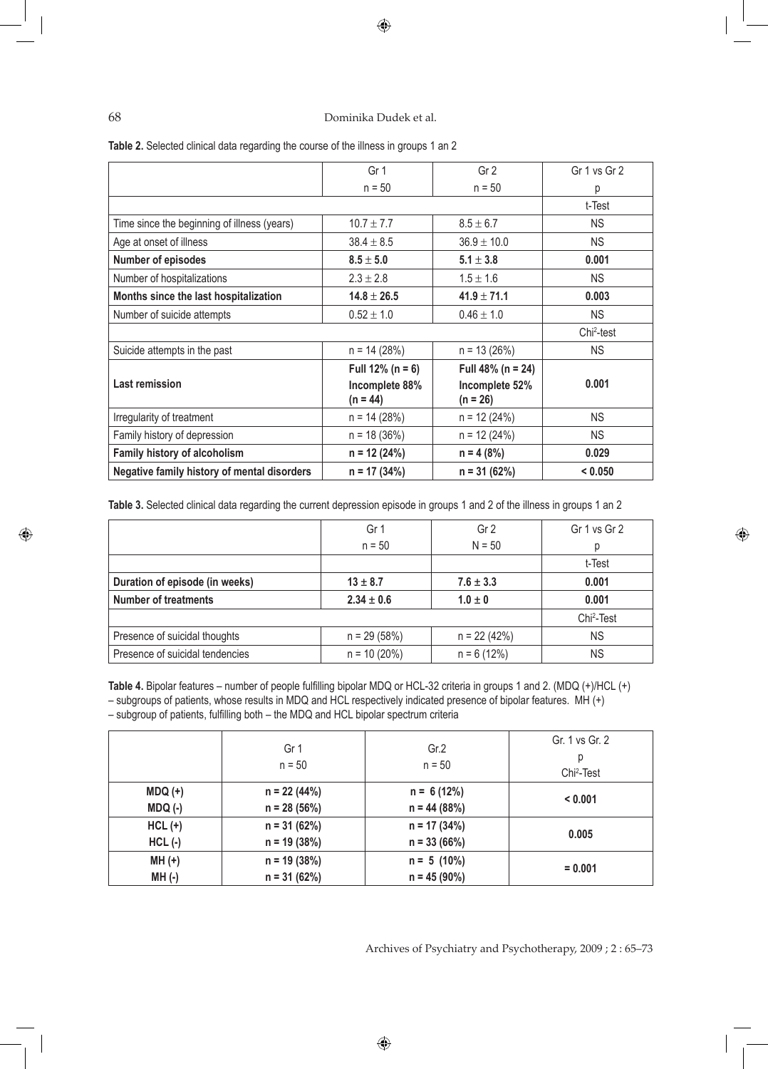**Table 2.** Selected clinical data regarding the course of the illness in groups 1 an 2

| | Gr 1<br>n = 50 | Gr 2<br>n = 50 | Gr 1 vs Gr 2<br>p |
|---|---|---|---|
| | | | t-Test |
| Time since the beginning of illness (years) | 10.7 ± 7.7 | 8.5 ± 6.7 | NS |
| Age at onset of illness | 38.4 ± 8.5 | 36.9 ± 10.0 | NS |
| **Number of episodes** | **8.5 ± 5.0** | **5.1 ± 3.8** | **0.001** |
| Number of hospitalizations | 2.3 ± 2.8 | 1.5 ± 1.6 | NS |
| **Months since the last hospitalization** | **14.8 ± 26.5** | **41.9 ± 71.1** | **0.003** |
| Number of suicide attempts | 0.52 ± 1.0 | 0.46 ± 1.0 | NS |
| | | | Chi$^2$-test |
| Suicide attempts in the past | n = 14 (28%) | n = 13 (26%) | NS |
| **Last remission** | **Full 12% (n = 6)**<br>**Incomplete 88% (n = 44)** | **Full 48% (n = 24)**<br>**Incomplete 52% (n = 26)** | **0.001** |
| Irregularity of treatment | n = 14 (28%) | n = 12 (24%) | NS |
| Family history of depression | n = 18 (36%) | n = 12 (24%) | NS |
| **Family history of alcoholism** | **n = 12 (24%)** | **n = 4 (8%)** | **0.029** |
| **Negative family history of mental disorders** | **n = 17 (34%)** | **n = 31 (62%)** | **< 0.050** |

**Table 3.** Selected clinical data regarding the current depression episode in groups 1 and 2 of the illness in groups 1 an 2

| | Gr 1<br>n = 50 | Gr 2<br>N = 50 | Gr 1 vs Gr 2<br>p |
|---|---|---|---|
| | | | t-Test |
| **Duration of episode (in weeks)** | **13 ± 8.7** | **7.6 ± 3.3** | **0.001** |
| **Number of treatments** | **2.34 ± 0.6** | **1.0 ± 0** | **0.001** |
| | | | Chi$^2$-Test |
| Presence of suicidal thoughts | n = 29 (58%) | n = 22 (42%) | NS |
| Presence of suicidal tendencies | n = 10 (20%) | n = 6 (12%) | NS |

**Table 4.** Bipolar features – number of people fulfilling bipolar MDQ or HCL-32 criteria in groups 1 and 2. (MDQ (+)/HCL (+) – subgroups of patients, whose results in MDQ and HCL respectively indicated presence of bipolar features. MH (+) – subgroup of patients, fulfilling both – the MDQ and HCL bipolar spectrum criteria

| | Gr 1<br>n = 50 | Gr.2<br>n = 50 | Gr. 1 vs Gr. 2<br>p<br>Chi$^2$-Test |
|---|---|---|---|
| **MDQ (+)**<br>**MDQ (-)** | **n = 22 (44%)**<br>**n = 28 (56%)** | **n = 6 (12%)**<br>**n = 44 (88%)** | **< 0.001** |
| **HCL (+)**<br>**HCL (-)** | **n = 31 (62%)**<br>**n = 19 (38%)** | **n = 17 (34%)**<br>**n = 33 (66%)** | **0.005** |
| **MH (+)**<br>**MH (-)** | **n = 19 (38%)**<br>**n = 31 (62%)** | **n = 5 (10%)**<br>**n = 45 (90%)** | **= 0.001** |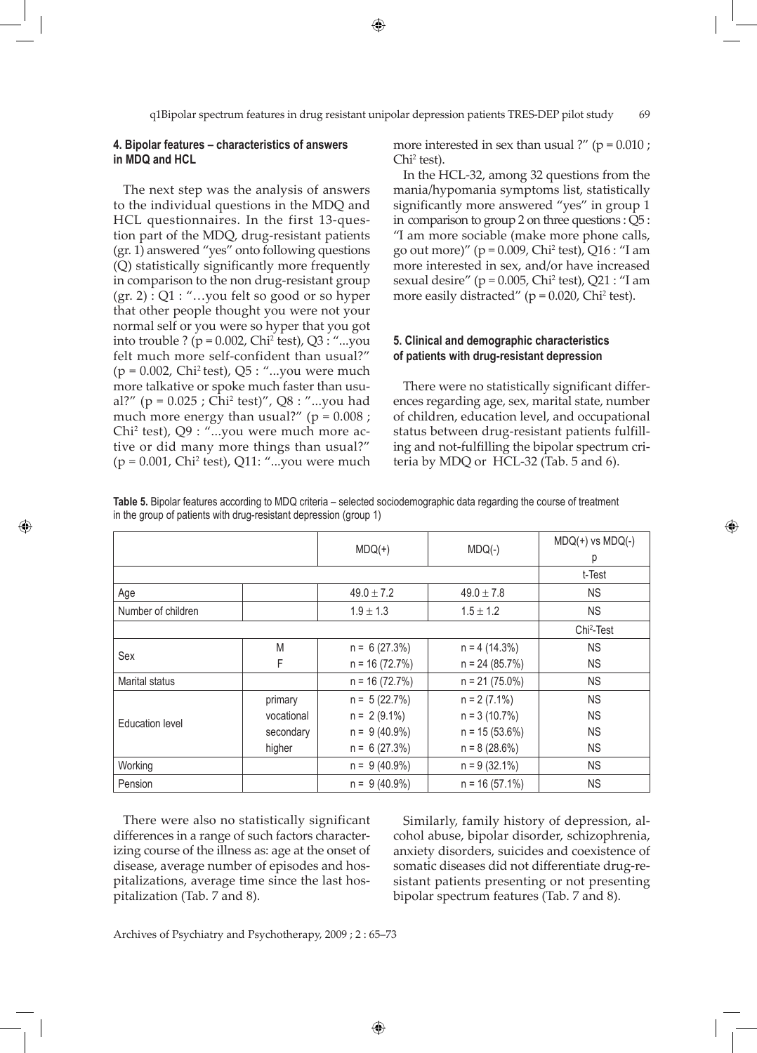#### 4. Bipolar features – characteristics of answers in MDQ and HCL

The next step was the analysis of answers to the individual questions in the MDQ and HCL questionnaires. In the first 13-question part of the MDQ, drug-resistant patients (gr. 1) answered "yes" onto following questions (Q) statistically significantly more frequently in comparison to the non drug-resistant group (gr. 2) : Q1 : "…you felt so good or so hyper that other people thought you were not your normal self or you were so hyper that you got into trouble ? ($p = 0.002$, $Chi^2$ test), Q3 : "...you felt much more self-confident than usual?" ($p = 0.002$, $Chi^2$ test), Q5 : "...you were much more talkative or spoke much faster than usual?" ($p = 0.025$ ; $Chi^2$ test)", Q8 : "...you had much more energy than usual?" ($p = 0.008$ ; $Chi^2$ test), Q9 : "...you were much more active or did many more things than usual?" ($p = 0.001$, $Chi^2$ test), Q11: "...you were much more interested in sex than usual ?" ($p = 0.010$ ; $Chi^2$ test).

In the HCL-32, among 32 questions from the mania/hypomania symptoms list, statistically significantly more answered "yes" in group 1 in comparison to group 2 on three questions : Q5 : "I am more sociable (make more phone calls, go out more)" ($p = 0.009$, $Chi^2$ test), Q16 : "I am more interested in sex, and/or have increased sexual desire" ($p = 0.005$, $Chi^2$ test), Q21 : "I am more easily distracted" ($p = 0.020$, $Chi^2$ test).

#### 5. Clinical and demographic characteristics of patients with drug-resistant depression

There were no statistically significant differences regarding age, sex, marital state, number of children, education level, and occupational status between drug-resistant patients fulfilling and not-fulfilling the bipolar spectrum criteria by MDQ or HCL-32 (Tab. 5 and 6).

**Table 5.** Bipolar features according to MDQ criteria – selected sociodemographic data regarding the course of treatment in the group of patients with drug-resistant depression (group 1)

| | | MDQ(+) | MDQ(-) | MDQ(+) vs MDQ(-) p |
|---|---|---|---|---|
| | | | | t-Test |
| Age | | 49.0 ± 7.2 | 49.0 ± 7.8 | NS |
| Number of children | | 1.9 ± 1.3 | 1.5 ± 1.2 | NS |
| | | | | $Chi^2$-Test |
| Sex | M | n = 6 (27.3%) | n = 4 (14.3%) | NS |
| | F | n = 16 (72.7%) | n = 24 (85.7%) | NS |
| Marital status | | n = 16 (72.7%) | n = 21 (75.0%) | NS |
| Education level | primary | n = 5 (22.7%) | n = 2 (7.1%) | NS |
| | vocational | n = 2 (9.1%) | n = 3 (10.7%) | NS |
| | secondary | n = 9 (40.9%) | n = 15 (53.6%) | NS |
| | higher | n = 6 (27.3%) | n = 8 (28.6%) | NS |
| Working | | n = 9 (40.9%) | n = 9 (32.1%) | NS |
| Pension | | n = 9 (40.9%) | n = 16 (57.1%) | NS |

There were also no statistically significant differences in a range of such factors characterizing course of the illness as: age at the onset of disease, average number of episodes and hospitalizations, average time since the last hospitalization (Tab. 7 and 8).

Similarly, family history of depression, alcohol abuse, bipolar disorder, schizophrenia, anxiety disorders, suicides and coexistence of somatic diseases did not differentiate drug-resistant patients presenting or not presenting bipolar spectrum features (Tab. 7 and 8).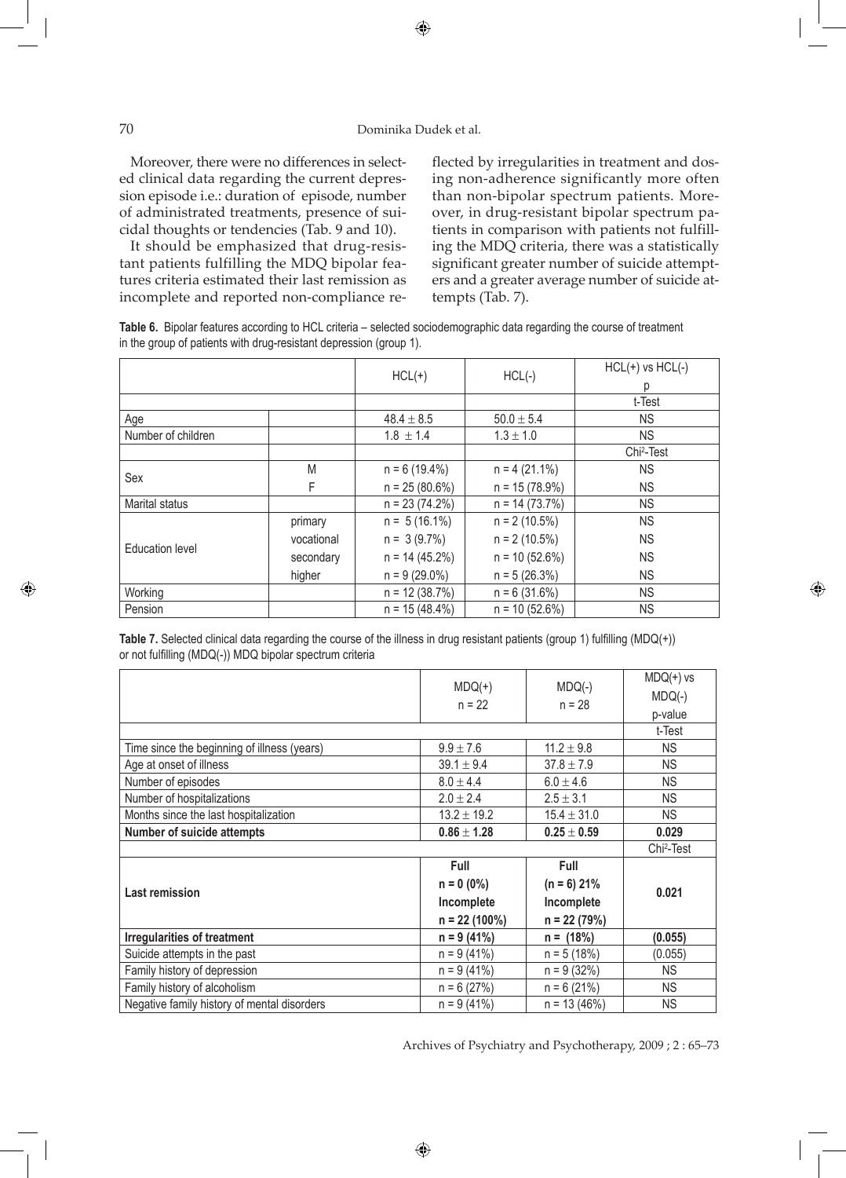Moreover, there were no differences in selected clinical data regarding the current depression episode i.e.: duration of episode, number of administrated treatments, presence of suicidal thoughts or tendencies (Tab. 9 and 10).

It should be emphasized that drug-resistant patients fulfilling the MDQ bipolar features criteria estimated their last remission as incomplete and reported non-compliance reflected by irregularities in treatment and dosing non-adherence significantly more often than non-bipolar spectrum patients. Moreover, in drug-resistant bipolar spectrum patients in comparison with patients not fulfilling the MDQ criteria, there was a statistically significant greater number of suicide attempters and a greater average number of suicide attempts (Tab. 7).

**Table 6.** Bipolar features according to HCL criteria – selected sociodemographic data regarding the course of treatment in the group of patients with drug-resistant depression (group 1).

| | | HCL(+) | HCL(-) | HCL(+) vs HCL(-) p |
|---|---|---|---|---|
| | | | | t-Test |
| Age | | 48.4 ± 8.5 | 50.0 ± 5.4 | NS |
| Number of children | | 1.8 ± 1.4 | 1.3 ± 1.0 | NS |
| | | | | $Chi^2$-Test |
| Sex | M | n = 6 (19.4%) | n = 4 (21.1%) | NS |
| | F | n = 25 (80.6%) | n = 15 (78.9%) | NS |
| Marital status | | n = 23 (74.2%) | n = 14 (73.7%) | NS |
| Education level | primary | n = 5 (16.1%) | n = 2 (10.5%) | NS |
| | vocational | n = 3 (9.7%) | n = 2 (10.5%) | NS |
| | secondary | n = 14 (45.2%) | n = 10 (52.6%) | NS |
| | higher | n = 9 (29.0%) | n = 5 (26.3%) | NS |
| Working | | n = 12 (38.7%) | n = 6 (31.6%) | NS |
| Pension | | n = 15 (48.4%) | n = 10 (52.6%) | NS |

**Table 7.** Selected clinical data regarding the course of the illness in drug resistant patients (group 1) fulfilling (MDQ(+)) or not fulfilling (MDQ(-)) MDQ bipolar spectrum criteria

| | MDQ(+) n = 22 | MDQ(-) n = 28 | MDQ(+) vs MDQ(-) p-value |
|---|---|---|---|
| | | | t-Test |
| Time since the beginning of illness (years) | 9.9 ± 7.6 | 11.2 ± 9.8 | NS |
| Age at onset of illness | 39.1 ± 9.4 | 37.8 ± 7.9 | NS |
| Number of episodes | 8.0 ± 4.4 | 6.0 ± 4.6 | NS |
| Number of hospitalizations | 2.0 ± 2.4 | 2.5 ± 3.1 | NS |
| Months since the last hospitalization | 13.2 ± 19.2 | 15.4 ± 31.0 | NS |
| **Number of suicide attempts** | **0.86 ± 1.28** | **0.25 ± 0.59** | **0.029** |
| | | | $Chi^2$-Test |
| **Last remission** | **Full n = 0 (0%) Incomplete n = 22 (100%)** | **Full (n = 6) 21% Incomplete n = 22 (79%)** | **0.021** |
| **Irregularities of treatment** | **n = 9 (41%)** | **n = (18%)** | **(0.055)** |
| Suicide attempts in the past | n = 9 (41%) | n = 5 (18%) | (0.055) |
| Family history of depression | n = 9 (41%) | n = 9 (32%) | NS |
| Family history of alcoholism | n = 6 (27%) | n = 6 (21%) | NS |
| Negative family history of mental disorders | n = 9 (41%) | n = 13 (46%) | NS |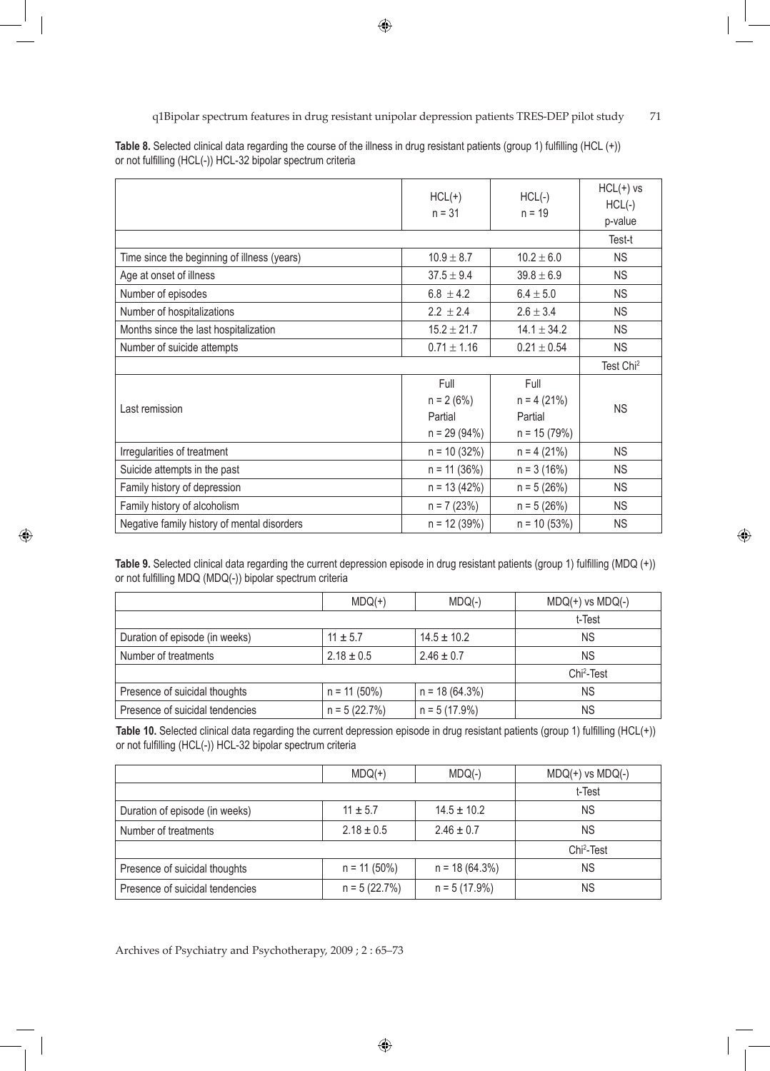**Table 8.** Selected clinical data regarding the course of the illness in drug resistant patients (group 1) fulfilling (HCL (+)) or not fulfilling (HCL(-)) HCL-32 bipolar spectrum criteria

| | HCL(+) n = 31 | HCL(-) n = 19 | HCL(+) vs HCL(-) p-value |
|---|---|---|---|
| | | | Test-t |
| Time since the beginning of illness (years) | 10.9 ± 8.7 | 10.2 ± 6.0 | NS |
| Age at onset of illness | 37.5 ± 9.4 | 39.8 ± 6.9 | NS |
| Number of episodes | 6.8 ± 4.2 | 6.4 ± 5.0 | NS |
| Number of hospitalizations | 2.2 ± 2.4 | 2.6 ± 3.4 | NS |
| Months since the last hospitalization | 15.2 ± 21.7 | 14.1 ± 34.2 | NS |
| Number of suicide attempts | 0.71 ± 1.16 | 0.21 ± 0.54 | NS |
| | | | Test Chi$^2$ |
| Last remission | Full n = 2 (6%) Partial n = 29 (94%) | Full n = 4 (21%) Partial n = 15 (79%) | NS |
| Irregularities of treatment | n = 10 (32%) | n = 4 (21%) | NS |
| Suicide attempts in the past | n = 11 (36%) | n = 3 (16%) | NS |
| Family history of depression | n = 13 (42%) | n = 5 (26%) | NS |
| Family history of alcoholism | n = 7 (23%) | n = 5 (26%) | NS |
| Negative family history of mental disorders | n = 12 (39%) | n = 10 (53%) | NS |

**Table 9.** Selected clinical data regarding the current depression episode in drug resistant patients (group 1) fulfilling (MDQ (+)) or not fulfilling MDQ (MDQ(-)) bipolar spectrum criteria

| | MDQ(+) | MDQ(-) | MDQ(+) vs MDQ(-) |
|---|---|---|---|
| | | | t-Test |
| Duration of episode (in weeks) | 11 ± 5.7 | 14.5 ± 10.2 | NS |
| Number of treatments | 2.18 ± 0.5 | 2.46 ± 0.7 | NS |
| | | | Chi$^2$-Test |
| Presence of suicidal thoughts | n = 11 (50%) | n = 18 (64.3%) | NS |
| Presence of suicidal tendencies | n = 5 (22.7%) | n = 5 (17.9%) | NS |

**Table 10.** Selected clinical data regarding the current depression episode in drug resistant patients (group 1) fulfilling (HCL(+)) or not fulfilling (HCL(-)) HCL-32 bipolar spectrum criteria

| | MDQ(+) | MDQ(-) | MDQ(+) vs MDQ(-) |
|---|---|---|---|
| | | | t-Test |
| Duration of episode (in weeks) | 11 ± 5.7 | 14.5 ± 10.2 | NS |
| Number of treatments | 2.18 ± 0.5 | 2.46 ± 0.7 | NS |
| | | | Chi$^2$-Test |
| Presence of suicidal thoughts | n = 11 (50%) | n = 18 (64.3%) | NS |
| Presence of suicidal tendencies | n = 5 (22.7%) | n = 5 (17.9%) | NS |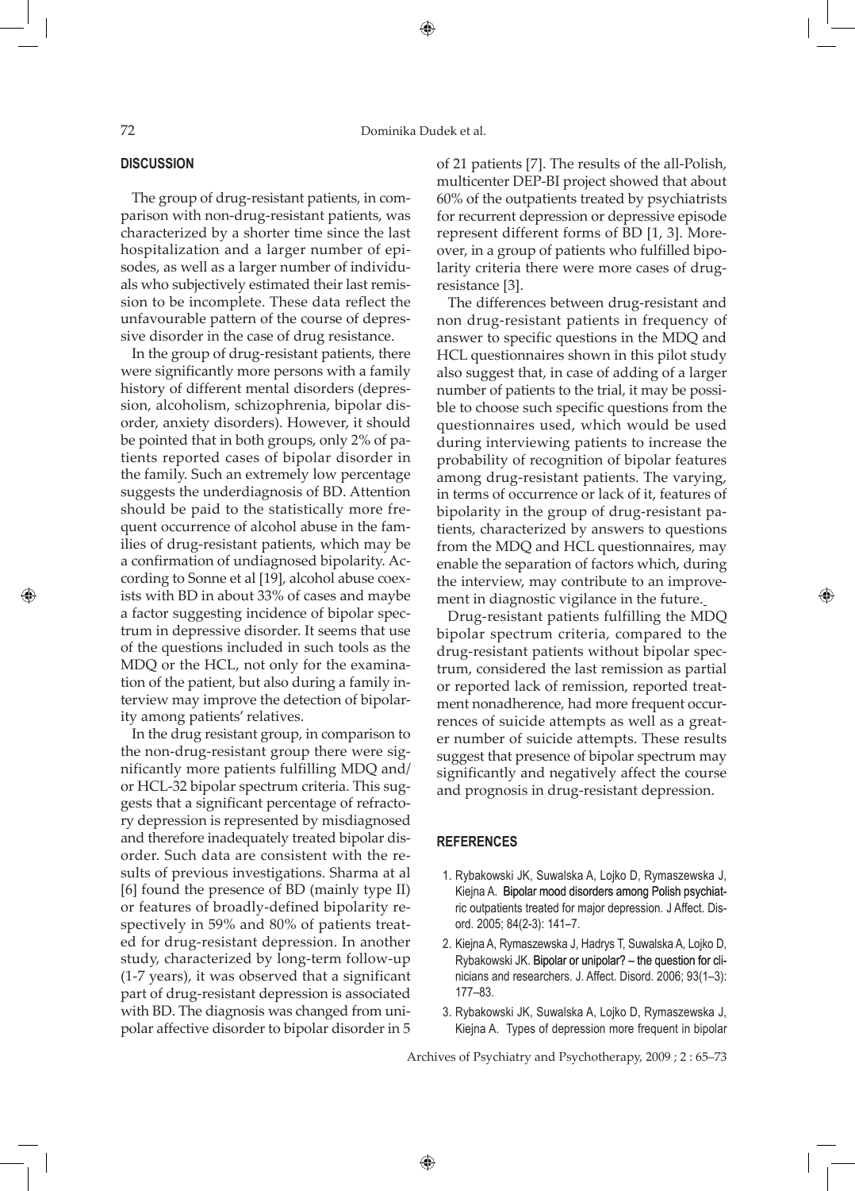## DISCUSSION

The group of drug-resistant patients, in comparison with non-drug-resistant patients, was characterized by a shorter time since the last hospitalization and a larger number of episodes, as well as a larger number of individuals who subjectively estimated their last remission to be incomplete. These data reflect the unfavourable pattern of the course of depressive disorder in the case of drug resistance.

In the group of drug-resistant patients, there were significantly more persons with a family history of different mental disorders (depression, alcoholism, schizophrenia, bipolar disorder, anxiety disorders). However, it should be pointed that in both groups, only 2% of patients reported cases of bipolar disorder in the family. Such an extremely low percentage suggests the underdiagnosis of BD. Attention should be paid to the statistically more frequent occurrence of alcohol abuse in the families of drug-resistant patients, which may be a confirmation of undiagnosed bipolarity. According to Sonne et al [19], alcohol abuse coexists with BD in about 33% of cases and maybe a factor suggesting incidence of bipolar spectrum in depressive disorder. It seems that use of the questions included in such tools as the MDQ or the HCL, not only for the examination of the patient, but also during a family interview may improve the detection of bipolarity among patients' relatives.

In the drug resistant group, in comparison to the non-drug-resistant group there were significantly more patients fulfilling MDQ and/or HCL-32 bipolar spectrum criteria. This suggests that a significant percentage of refractory depression is represented by misdiagnosed and therefore inadequately treated bipolar disorder. Such data are consistent with the results of previous investigations. Sharma at al [6] found the presence of BD (mainly type II) or features of broadly-defined bipolarity respectively in 59% and 80% of patients treated for drug-resistant depression. In another study, characterized by long-term follow-up (1-7 years), it was observed that a significant part of drug-resistant depression is associated with BD. The diagnosis was changed from unipolar affective disorder to bipolar disorder in 5 of 21 patients [7]. The results of the all-Polish, multicenter DEP-BI project showed that about 60% of the outpatients treated by psychiatrists for recurrent depression or depressive episode represent different forms of BD [1, 3]. Moreover, in a group of patients who fulfilled bipolarity criteria there were more cases of drug-resistance [3].

The differences between drug-resistant and non drug-resistant patients in frequency of answer to specific questions in the MDQ and HCL questionnaires shown in this pilot study also suggest that, in case of adding of a larger number of patients to the trial, it may be possible to choose such specific questions from the questionnaires used, which would be used during interviewing patients to increase the probability of recognition of bipolar features among drug-resistant patients. The varying, in terms of occurrence or lack of it, features of bipolarity in the group of drug-resistant patients, characterized by answers to questions from the MDQ and HCL questionnaires, may enable the separation of factors which, during the interview, may contribute to an improvement in diagnostic vigilance in the future.

Drug-resistant patients fulfilling the MDQ bipolar spectrum criteria, compared to the drug-resistant patients without bipolar spectrum, considered the last remission as partial or reported lack of remission, reported treatment nonadherence, had more frequent occurrences of suicide attempts as well as a greater number of suicide attempts. These results suggest that presence of bipolar spectrum may significantly and negatively affect the course and prognosis in drug-resistant depression.

## REFERENCES

1. Rybakowski JK, Suwalska A, Lojko D, Rymaszewska J, Kiejna A. Bipolar mood disorders among Polish psychiatric outpatients treated for major depression. J Affect. Disord. 2005; 84(2-3): 141–7.
2. Kiejna A, Rymaszewska J, Hadrys T, Suwalska A, Lojko D, Rybakowski JK. Bipolar or unipolar? – the question for clinicians and researchers. J. Affect. Disord. 2006; 93(1–3): 177–83.
3. Rybakowski JK, Suwalska A, Lojko D, Rymaszewska J, Kiejna A. Types of depression more frequent in bipolar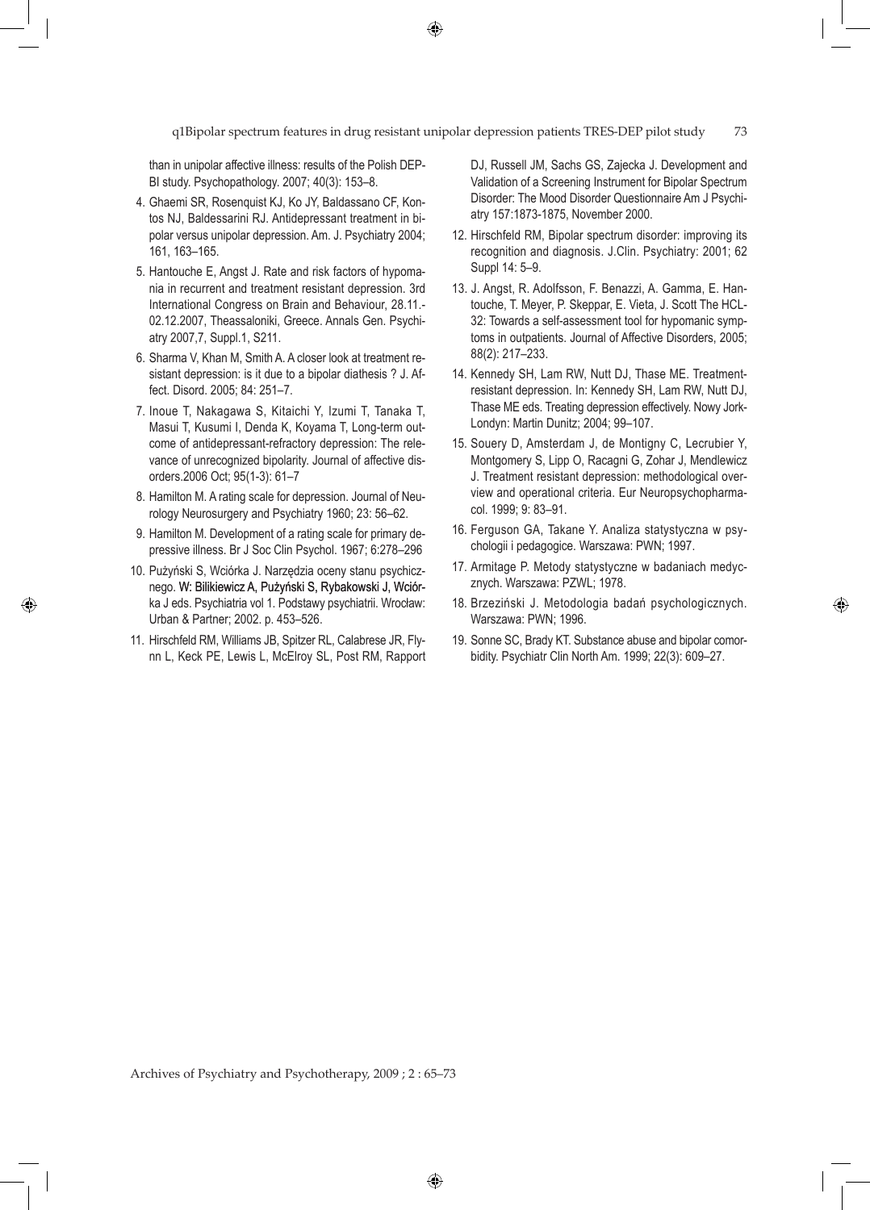than in unipolar affective illness: results of the Polish DEP-BI study. Psychopathology. 2007; 40(3): 153–8.

4. Ghaemi SR, Rosenquist KJ, Ko JY, Baldassano CF, Kontos NJ, Baldessarini RJ. Antidepressant treatment in bipolar versus unipolar depression. Am. J. Psychiatry 2004; 161, 163–165.
5. Hantouche E, Angst J. Rate and risk factors of hypomania in recurrent and treatment resistant depression. 3rd International Congress on Brain and Behaviour, 28.11.-02.12.2007, Theassaloniki, Greece. Annals Gen. Psychiatry 2007,7, Suppl.1, S211.
6. Sharma V, Khan M, Smith A. A closer look at treatment resistant depression: is it due to a bipolar diathesis ? J. Affect. Disord. 2005; 84: 251–7.
7. Inoue T, Nakagawa S, Kitaichi Y, Izumi T, Tanaka T, Masui T, Kusumi I, Denda K, Koyama T, Long-term outcome of antidepressant-refractory depression: The relevance of unrecognized bipolarity. Journal of affective disorders.2006 Oct; 95(1-3): 61–7
8. Hamilton M. A rating scale for depression. Journal of Neurology Neurosurgery and Psychiatry 1960; 23: 56–62.
9. Hamilton M. Development of a rating scale for primary depressive illness. Br J Soc Clin Psychol. 1967; 6:278–296
10. Pużyński S, Wciórka J. Narzędzia oceny stanu psychicznego. W: Bilikiewicz A, Pużyński S, Rybakowski J, Wciórka J eds. Psychiatria vol 1. Podstawy psychiatrii. Wrocław: Urban & Partner; 2002. p. 453–526.
11. Hirschfeld RM, Williams JB, Spitzer RL, Calabrese JR, Flynn L, Keck PE, Lewis L, McElroy SL, Post RM, Rapport DJ, Russell JM, Sachs GS, Zajecka J. Development and Validation of a Screening Instrument for Bipolar Spectrum Disorder: The Mood Disorder Questionnaire Am J Psychiatry 157:1873-1875, November 2000.
12. Hirschfeld RM, Bipolar spectrum disorder: improving its recognition and diagnosis. J.Clin. Psychiatry: 2001; 62 Suppl 14: 5–9.
13. J. Angst, R. Adolfsson, F. Benazzi, A. Gamma, E. Hantouche, T. Meyer, P. Skeppar, E. Vieta, J. Scott The HCL-32: Towards a self-assessment tool for hypomanic symptoms in outpatients. Journal of Affective Disorders, 2005; 88(2): 217–233.
14. Kennedy SH, Lam RW, Nutt DJ, Thase ME. Treatment-resistant depression. In: Kennedy SH, Lam RW, Nutt DJ, Thase ME eds. Treating depression effectively. Nowy Jork-Londyn: Martin Dunitz; 2004; 99–107.
15. Souery D, Amsterdam J, de Montigny C, Lecrubier Y, Montgomery S, Lipp O, Racagni G, Zohar J, Mendlewicz J. Treatment resistant depression: methodological overview and operational criteria. Eur Neuropsychopharmacol. 1999; 9: 83–91.
16. Ferguson GA, Takane Y. Analiza statystyczna w psychologii i pedagogice. Warszawa: PWN; 1997.
17. Armitage P. Metody statystyczne w badaniach medycznych. Warszawa: PZWL; 1978.
18. Brzeziński J. Metodologia badań psychologicznych. Warszawa: PWN; 1996.
19. Sonne SC, Brady KT. Substance abuse and bipolar comorbidity. Psychiatr Clin North Am. 1999; 22(3): 609–27.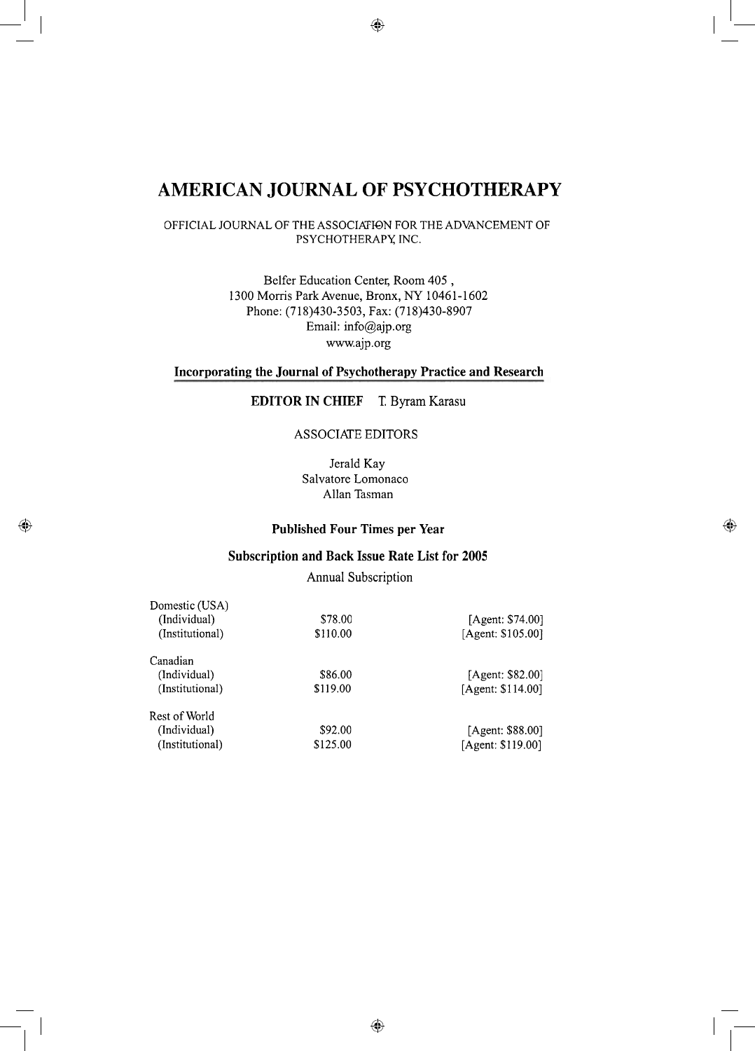# AMERICAN JOURNAL OF PSYCHOTHERAPY

OFFICIAL JOURNAL OF THE ASSOCIATION FOR THE ADVANCEMENT OF PSYCHOTHERAPY, INC.

Belfer Education Center, Room 405 ,
1300 Morris Park Avenue, Bronx, NY 10461-1602
Phone: (718)430-3503, Fax: (718)430-8907
Email: info@ajp.org
www.ajp.org

**Incorporating the Journal of Psychotherapy Practice and Research**

**EDITOR IN CHIEF** T. Byram Karasu

ASSOCIATE EDITORS

Jerald Kay
Salvatore Lomonaco
Allan Tasman

**Published Four Times per Year**

**Subscription and Back Issue Rate List for 2005**

Annual Subscription

| | | |
|---|---|---|
| Domestic (USA) | | |
| (Individual) | $78.00 | [Agent: $74.00] |
| (Institutional) | $110.00 | [Agent: $105.00] |
| Canadian | | |
| (Individual) | $86.00 | [Agent: $82.00] |
| (Institutional) | $119.00 | [Agent: $114.00] |
| Rest of World | | |
| (Individual) | $92.00 | [Agent: $88.00] |
| (Institutional) | $125.00 | [Agent: $119.00] |